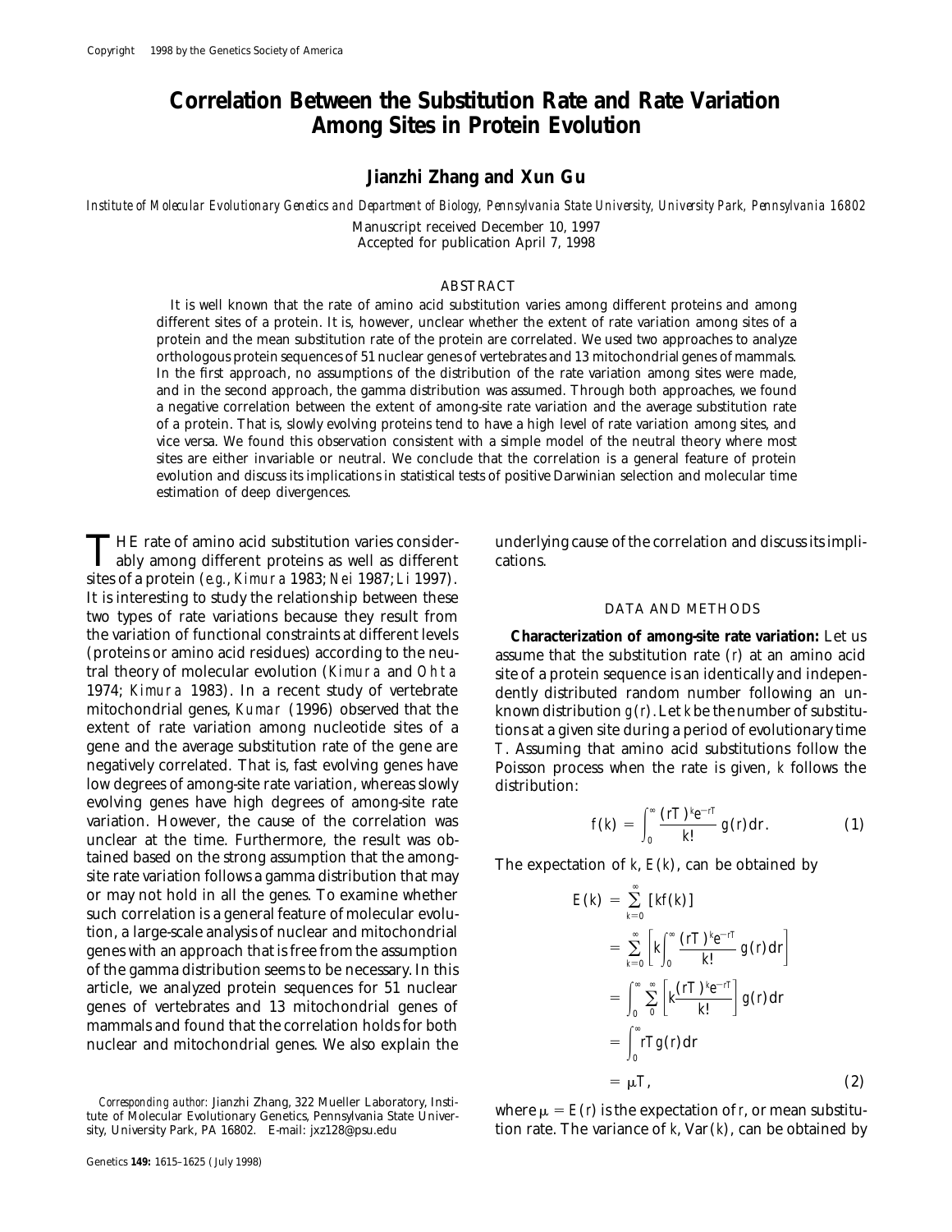Copyright 1998 by the Genetics Society of America

# Correlation Between the Substitution Rate and Rate Variation Among Sites in Protein Evolution

**Jianzhi Zhang and Xun Gu**

*Institute of Molecular Evolutionary Genetics and Department of Biology, Pennsylvania State University, University Park, Pennsylvania 16802*

Manuscript received December 10, 1997
Accepted for publication April 7, 1998

## ABSTRACT

It is well known that the rate of amino acid substitution varies among different proteins and among different sites of a protein. It is, however, unclear whether the extent of rate variation among sites of a protein and the mean substitution rate of the protein are correlated. We used two approaches to analyze orthologous protein sequences of 51 nuclear genes of vertebrates and 13 mitochondrial genes of mammals. In the first approach, no assumptions of the distribution of the rate variation among sites were made, and in the second approach, the gamma distribution was assumed. Through both approaches, we found a negative correlation between the extent of among-site rate variation and the average substitution rate of a protein. That is, slowly evolving proteins tend to have a high level of rate variation among sites, and vice versa. We found this observation consistent with a simple model of the neutral theory where most sites are either invariable or neutral. We conclude that the correlation is a general feature of protein evolution and discuss its implications in statistical tests of positive Darwinian selection and molecular time estimation of deep divergences.

THE rate of amino acid substitution varies considerably among different proteins as well as different sites of a protein (*e.g.*, Kimura 1983; Nei 1987; Li 1997). It is interesting to study the relationship between these two types of rate variations because they result from the variation of functional constraints at different levels (proteins or amino acid residues) according to the neutral theory of molecular evolution (Kimura and Ohta 1974; Kimura 1983). In a recent study of vertebrate mitochondrial genes, Kumar (1996) observed that the extent of rate variation among nucleotide sites of a gene and the average substitution rate of the gene are negatively correlated. That is, fast evolving genes have low degrees of among-site rate variation, whereas slowly evolving genes have high degrees of among-site rate variation. However, the cause of the correlation was unclear at the time. Furthermore, the result was obtained based on the strong assumption that the among-site rate variation follows a gamma distribution that may or may not hold in all the genes. To examine whether such correlation is a general feature of molecular evolution, a large-scale analysis of nuclear and mitochondrial genes with an approach that is free from the assumption of the gamma distribution seems to be necessary. In this article, we analyzed protein sequences for 51 nuclear genes of vertebrates and 13 mitochondrial genes of mammals and found that the correlation holds for both nuclear and mitochondrial genes. We also explain the underlying cause of the correlation and discuss its implications.

*Corresponding author:* Jianzhi Zhang, 322 Mueller Laboratory, Institute of Molecular Evolutionary Genetics, Pennsylvania State University, University Park, PA 16802. E-mail: jxz128@psu.edu

## DATA AND METHODS

**Characterization of among-site rate variation:** Let us assume that the substitution rate ($r$) at an amino acid site of a protein sequence is an identically and independently distributed random number following an unknown distribution $g(r)$. Let $k$ be the number of substitutions at a given site during a period of evolutionary time $T$. Assuming that amino acid substitutions follow the Poisson process when the rate is given, $k$ follows the distribution:

$$f(k) = \int_0^\infty \frac{(rT)^k e^{-rT}}{k!} g(r)dr. \tag{1}$$

The expectation of $k$, $E(k)$, can be obtained by

$$\begin{aligned} E(k) &= \sum_{k=0}^{\infty} [kf(k)] \\ &= \sum_{k=0}^{\infty} \left[ k \int_0^\infty \frac{(rT)^k e^{-rT}}{k!} g(r)dr \right] \\ &= \int_0^\infty \sum_0^\infty \left[ k \frac{(rT)^k e^{-rT}}{k!} \right] g(r)dr \\ &= \int_0^\infty rTg(r)dr \\ &= \mu T, \end{aligned} \tag{2}$$

where $\mu = E(r)$ is the expectation of $r$, or mean substitution rate. The variance of $k$, $\mathrm{Var}(k)$, can be obtained by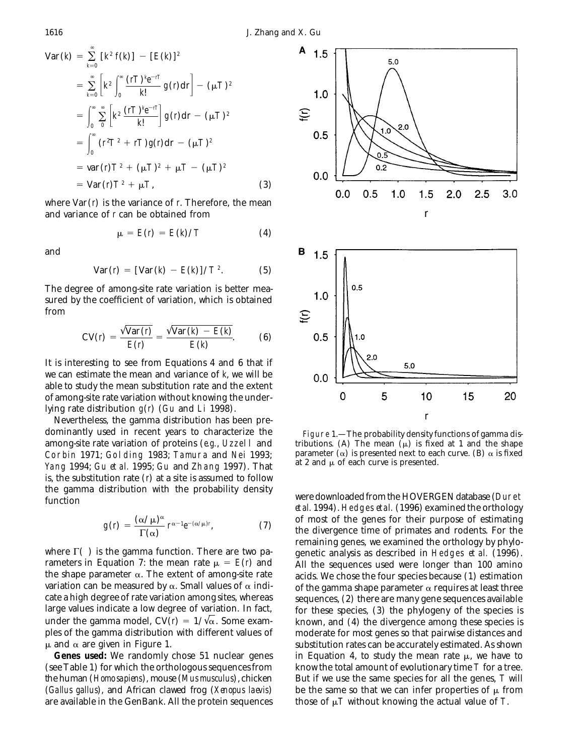$$
\begin{aligned}
\mathrm{Var}(k) &= \sum_{k=0}^{\infty} [k^2 f(k)] - [E(k)]^2 \\
&= \sum_{k=0}^{\infty} \left[ k^2 \int_0^{\infty} \frac{(rT)^k e^{-rT}}{k!} g(r) dr \right] - (\mu T)^2 \\
&= \int_0^{\infty} \sum_0^{\infty} \left[ k^2 \frac{(rT)^k e^{-rT}}{k!} \right] g(r) dr - (\mu T)^2 \\
&= \int_0^{\infty} (r^2 T^2 + rT) g(r) dr - (\mu T)^2 \\
&= \mathrm{var}(r) T^2 + (\mu T)^2 + \mu T - (\mu T)^2 \\
&= \mathrm{Var}(r) T^2 + \mu T,
\end{aligned}
\tag{3}
$$

where $\mathrm{Var}(r)$ is the variance of $r$. Therefore, the mean and variance of $r$ can be obtained from

$$\mu = E(r) = E(k)/T \tag{4}$$

and

$$\mathrm{Var}(r) = [\mathrm{Var}(k) - E(k)]/T^2. \tag{5}$$

The degree of among-site rate variation is better measured by the coefficient of variation, which is obtained from

$$\mathrm{CV}(r) = \frac{\sqrt{\mathrm{Var}(r)}}{E(r)} = \frac{\sqrt{\mathrm{Var}(k) - E(k)}}{E(k)}. \tag{6}$$

It is interesting to see from Equations 4 and 6 that if we can estimate the mean and variance of $k$, we will be able to study the mean substitution rate and the extent of among-site rate variation without knowing the underlying rate distribution $g(r)$ (Gu and Li 1998).

Nevertheless, the gamma distribution has been predominantly used in recent years to characterize the among-site rate variation of proteins (*e.g.*, Uzzell and Corbin 1971; Golding 1983; Tamura and Nei 1993; Yang 1994; Gu *et al.* 1995; Gu and Zhang 1997). That is, the substitution rate ($r$) at a site is assumed to follow the gamma distribution with the probability density function

$$g(r) = \frac{(\alpha/\mu)^{\alpha}}{\Gamma(\alpha)} r^{\alpha-1} e^{-(\alpha/\mu)r}, \tag{7}$$

where $\Gamma(\ )$ is the gamma function. There are two parameters in Equation 7: the mean rate $\mu = E(r)$ and the shape parameter $\alpha$. The extent of among-site rate variation can be measured by $\alpha$. Small values of $\alpha$ indicate a high degree of rate variation among sites, whereas large values indicate a low degree of variation. In fact, under the gamma model, $\mathrm{CV}(r) = 1/\sqrt{\alpha}$. Some examples of the gamma distribution with different values of $\mu$ and $\alpha$ are given in Figure 1.

Figure 1.—The probability density functions of gamma distributions. (A) The mean ($\mu$) is fixed at 1 and the shape parameter ($\alpha$) is presented next to each curve. (B) $\alpha$ is fixed at 2 and $\mu$ of each curve is presented.

**Genes used:** We randomly chose 51 nuclear genes (see Table 1) for which the orthologous sequences from the human (*Homo sapiens*), mouse (*Mus musculus*), chicken (*Gallus gallus*), and African clawed frog (*Xenopus laevis*) are available in the GenBank. All the protein sequences were downloaded from the HOVERGEN database (Duret *et al.* 1994). Hedges *et al.* (1996) examined the orthology of most of the genes for their purpose of estimating the divergence time of primates and rodents. For the remaining genes, we examined the orthology by phylogenetic analysis as described in Hedges *et al.* (1996). All the sequences used were longer than 100 amino acids. We chose the four species because (1) estimation of the gamma shape parameter $\alpha$ requires at least three sequences, (2) there are many gene sequences available for these species, (3) the phylogeny of the species is known, and (4) the divergence among these species is moderate for most genes so that pairwise distances and substitution rates can be accurately estimated. As shown in Equation 4, to study the mean rate $\mu$, we have to know the total amount of evolutionary time $T$ for a tree. But if we use the same species for all the genes, $T$ will be the same so that we can infer properties of $\mu$ from those of $\mu T$ without knowing the actual value of $T$.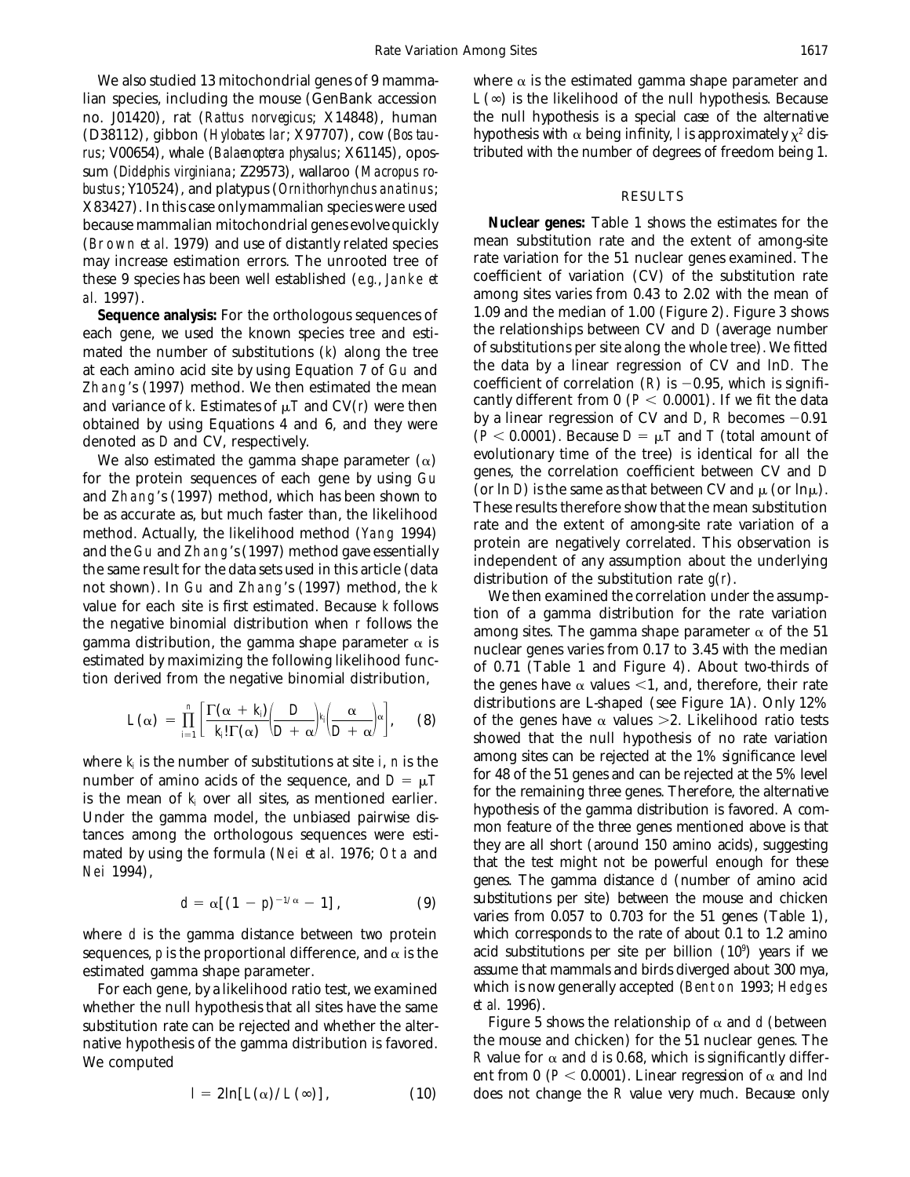We also studied 13 mitochondrial genes of 9 mammalian species, including the mouse (GenBank accession no. J01420), rat (*Rattus norvegicus*; X14848), human (D38112), gibbon (*Hylobates lar*; X97707), cow (*Bos taurus*; V00654), whale (*Balaenoptera physalus*; X61145), opossum (*Didelphis virginiana*; Z29573), wallaroo (*Macropus robustus*; Y10524), and platypus (*Ornithorhynchus anatinus*; X83427). In this case only mammalian species were used because mammalian mitochondrial genes evolve quickly (Brown *et al.* 1979) and use of distantly related species may increase estimation errors. The unrooted tree of these 9 species has been well established (*e.g.*, Janke *et al.* 1997).

**Sequence analysis:** For the orthologous sequences of each gene, we used the known species tree and estimated the number of substitutions ($k$) along the tree at each amino acid site by using Equation 7 of Gu and Zhang's (1997) method. We then estimated the mean and variance of $k$. Estimates of $\mu T$ and CV($r$) were then obtained by using Equations 4 and 6, and they were denoted as $D$ and CV, respectively.

We also estimated the gamma shape parameter ($\alpha$) for the protein sequences of each gene by using Gu and Zhang's (1997) method, which has been shown to be as accurate as, but much faster than, the likelihood method. Actually, the likelihood method (Yang 1994) and the Gu and Zhang's (1997) method gave essentially the same result for the data sets used in this article (data not shown). In Gu and Zhang's (1997) method, the $k$ value for each site is first estimated. Because $k$ follows the negative binomial distribution when $r$ follows the gamma distribution, the gamma shape parameter $\alpha$ is estimated by maximizing the following likelihood function derived from the negative binomial distribution,

$$L(\alpha) = \prod_{i=1}^{n} \left[ \frac{\Gamma(\alpha + k_i)}{k_i!\Gamma(\alpha)} \left(\frac{D}{D+\alpha}\right)^{k_i} \left(\frac{\alpha}{D+\alpha}\right)^{\alpha} \right], \quad (8)$$

where $k_i$ is the number of substitutions at site $i$, $n$ is the number of amino acids of the sequence, and $D = \mu T$ is the mean of $k_i$ over all sites, as mentioned earlier. Under the gamma model, the unbiased pairwise distances among the orthologous sequences were estimated by using the formula (Nei *et al.* 1976; Ota and Nei 1994),

$$d = \alpha[(1 - p)^{-1/\alpha} - 1], \quad (9)$$

where $d$ is the gamma distance between two protein sequences, $p$ is the proportional difference, and $\alpha$ is the estimated gamma shape parameter.

For each gene, by a likelihood ratio test, we examined whether the null hypothesis that all sites have the same substitution rate can be rejected and whether the alternative hypothesis of the gamma distribution is favored. We computed

$$l = 2\ln[L(\alpha)/L(\infty)], \quad (10)$$

where $\alpha$ is the estimated gamma shape parameter and $L(\infty)$ is the likelihood of the null hypothesis. Because the null hypothesis is a special case of the alternative hypothesis with $\alpha$ being infinity, $l$ is approximately $\chi^2$ distributed with the number of degrees of freedom being 1.

## RESULTS

**Nuclear genes:** Table 1 shows the estimates for the mean substitution rate and the extent of among-site rate variation for the 51 nuclear genes examined. The coefficient of variation (CV) of the substitution rate among sites varies from 0.43 to 2.02 with the mean of 1.09 and the median of 1.00 (Figure 2). Figure 3 shows the relationships between CV and $D$ (average number of substitutions per site along the whole tree). We fitted the data by a linear regression of CV and ln$D$. The coefficient of correlation ($R$) is $-0.95$, which is significantly different from 0 ($P < 0.0001$). If we fit the data by a linear regression of CV and $D$, $R$ becomes $-0.91$ ($P < 0.0001$). Because $D = \mu T$ and $T$ (total amount of evolutionary time of the tree) is identical for all the genes, the correlation coefficient between CV and $D$ (or ln $D$) is the same as that between CV and $\mu$ (or ln$\mu$). These results therefore show that the mean substitution rate and the extent of among-site rate variation of a protein are negatively correlated. This observation is independent of any assumption about the underlying distribution of the substitution rate $g(r)$.

We then examined the correlation under the assumption of a gamma distribution for the rate variation among sites. The gamma shape parameter $\alpha$ of the 51 nuclear genes varies from 0.17 to 3.45 with the median of 0.71 (Table 1 and Figure 4). About two-thirds of the genes have $\alpha$ values $<1$, and, therefore, their rate distributions are L-shaped (see Figure 1A). Only 12% of the genes have $\alpha$ values $>2$. Likelihood ratio tests showed that the null hypothesis of no rate variation among sites can be rejected at the 1% significance level for 48 of the 51 genes and can be rejected at the 5% level for the remaining three genes. Therefore, the alternative hypothesis of the gamma distribution is favored. A common feature of the three genes mentioned above is that they are all short (around 150 amino acids), suggesting that the test might not be powerful enough for these genes. The gamma distance $d$ (number of amino acid substitutions per site) between the mouse and chicken varies from 0.057 to 0.703 for the 51 genes (Table 1), which corresponds to the rate of about 0.1 to 1.2 amino acid substitutions per site per billion ($10^9$) years if we assume that mammals and birds diverged about 300 mya, which is now generally accepted (Benton 1993; Hedges *et al.* 1996).

Figure 5 shows the relationship of $\alpha$ and $d$ (between the mouse and chicken) for the 51 nuclear genes. The $R$ value for $\alpha$ and $d$ is 0.68, which is significantly different from 0 ($P < 0.0001$). Linear regression of $\alpha$ and ln$d$ does not change the $R$ value very much. Because only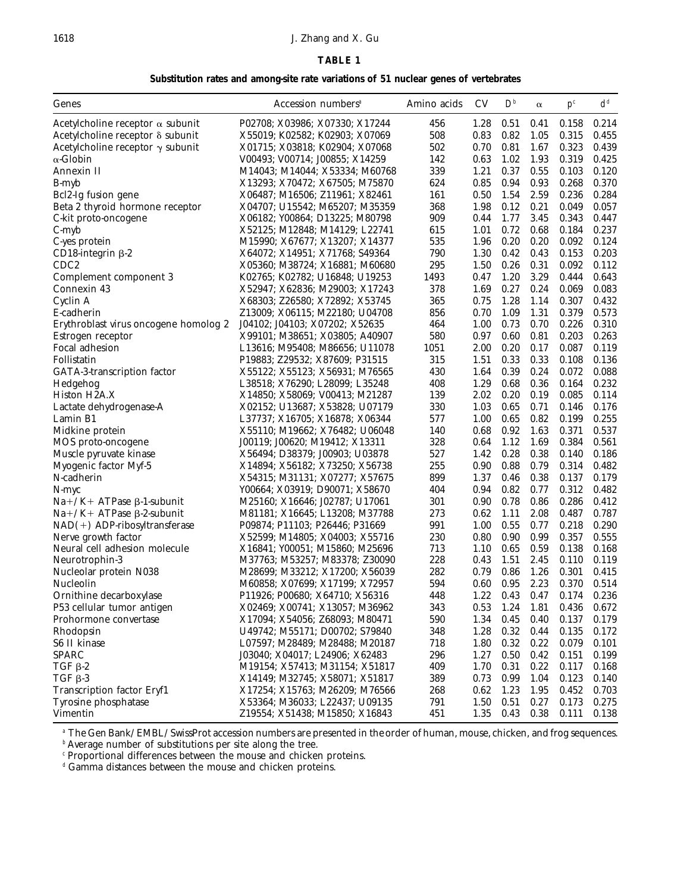**TABLE 1**

**Substitution rates and among-site rate variations of 51 nuclear genes of vertebrates**

| Genes | Accession numbers[a] | Amino acids | CV | D[b] | $\alpha$ | p[c] | d[d] |
|---|---|---|---|---|---|---|---|
| Acetylcholine receptor $\alpha$ subunit | P02708; X03986; X07330; X17244 | 456 | 1.28 | 0.51 | 0.41 | 0.158 | 0.214 |
| Acetylcholine receptor $\delta$ subunit | X55019; K02582; K02903; X07069 | 508 | 0.83 | 0.82 | 1.05 | 0.315 | 0.455 |
| Acetylcholine receptor $\gamma$ subunit | X01715; X03818; K02904; X07068 | 502 | 0.70 | 0.81 | 1.67 | 0.323 | 0.439 |
| $\alpha$-Globin | V00493; V00714; J00855; X14259 | 142 | 0.63 | 1.02 | 1.93 | 0.319 | 0.425 |
| Annexin II | M14043; M14044; X53334; M60768 | 339 | 1.21 | 0.37 | 0.55 | 0.103 | 0.120 |
| B-myb | X13293; X70472; X67505; M75870 | 624 | 0.85 | 0.94 | 0.93 | 0.268 | 0.370 |
| Bcl2-Ig fusion gene | X06487; M16506; Z11961; X82461 | 161 | 0.50 | 1.54 | 2.59 | 0.236 | 0.284 |
| Beta 2 thyroid hormone receptor | X04707; U15542; M65207; M35359 | 368 | 1.98 | 0.12 | 0.21 | 0.049 | 0.057 |
| C-kit proto-oncogene | X06182; Y00864; D13225; M80798 | 909 | 0.44 | 1.77 | 3.45 | 0.343 | 0.447 |
| C-myb | X52125; M12848; M14129; L22741 | 615 | 1.01 | 0.72 | 0.68 | 0.184 | 0.237 |
| C-yes protein | M15990; X67677; X13207; X14377 | 535 | 1.96 | 0.20 | 0.20 | 0.092 | 0.124 |
| CD18-integrin $\beta$-2 | X64072; X14951; X71768; S49364 | 790 | 1.30 | 0.42 | 0.43 | 0.153 | 0.203 |
| CDC2 | X05360; M38724; X16881; M60680 | 295 | 1.50 | 0.26 | 0.31 | 0.092 | 0.112 |
| Complement component 3 | K02765; K02782; U16848; U19253 | 1493 | 0.47 | 1.20 | 3.29 | 0.444 | 0.643 |
| Connexin 43 | X52947; X62836; M29003; X17243 | 378 | 1.69 | 0.27 | 0.24 | 0.069 | 0.083 |
| Cyclin A | X68303; Z26580; X72892; X53745 | 365 | 0.75 | 1.28 | 1.14 | 0.307 | 0.432 |
| E-cadherin | Z13009; X06115; M22180; U04708 | 856 | 0.70 | 1.09 | 1.31 | 0.379 | 0.573 |
| Erythroblast virus oncogene homolog 2 | J04102; J04103; X07202; X52635 | 464 | 1.00 | 0.73 | 0.70 | 0.226 | 0.310 |
| Estrogen receptor | X99101; M38651; X03805; A40907 | 580 | 0.97 | 0.60 | 0.81 | 0.203 | 0.263 |
| Focal adhesion | L13616; M95408; M86656; U11078 | 1051 | 2.00 | 0.20 | 0.17 | 0.087 | 0.119 |
| Follistatin | P19883; Z29532; X87609; P31515 | 315 | 1.51 | 0.33 | 0.33 | 0.108 | 0.136 |
| GATA-3-transcription factor | X55122; X55123; X56931; M76565 | 430 | 1.64 | 0.39 | 0.24 | 0.072 | 0.088 |
| Hedgehog | L38518; X76290; L28099; L35248 | 408 | 1.29 | 0.68 | 0.36 | 0.164 | 0.232 |
| Histon H2A.X | X14850; X58069; V00413; M21287 | 139 | 2.02 | 0.20 | 0.19 | 0.085 | 0.114 |
| Lactate dehydrogenase-A | X02152; U13687; X53828; U07179 | 330 | 1.03 | 0.65 | 0.71 | 0.146 | 0.176 |
| Lamin B1 | L37737; X16705; X16878; X06344 | 577 | 1.00 | 0.65 | 0.82 | 0.199 | 0.255 |
| Midkine protein | X55110; M19662; X76482; U06048 | 140 | 0.68 | 0.92 | 1.63 | 0.371 | 0.537 |
| MOS proto-oncogene | J00119; J00620; M19412; X13311 | 328 | 0.64 | 1.12 | 1.69 | 0.384 | 0.561 |
| Muscle pyruvate kinase | X56494; D38379; J00903; U03878 | 527 | 1.42 | 0.28 | 0.38 | 0.140 | 0.186 |
| Myogenic factor Myf-5 | X14894; X56182; X73250; X56738 | 255 | 0.90 | 0.88 | 0.79 | 0.314 | 0.482 |
| N-cadherin | X54315; M31131; X07277; X57675 | 899 | 1.37 | 0.46 | 0.38 | 0.137 | 0.179 |
| N-myc | Y00664; X03919; D90071; X58670 | 404 | 0.94 | 0.82 | 0.77 | 0.312 | 0.482 |
| Na+/K+ ATPase $\beta$-1-subunit | M25160; X16646; J02787; U17061 | 301 | 0.90 | 0.78 | 0.86 | 0.286 | 0.412 |
| Na+/K+ ATPase $\beta$-2-subunit | M81181; X16645; L13208; M37788 | 273 | 0.62 | 1.11 | 2.08 | 0.487 | 0.787 |
| NAD(+) ADP-ribosyltransferase | P09874; P11103; P26446; P31669 | 991 | 1.00 | 0.55 | 0.77 | 0.218 | 0.290 |
| Nerve growth factor | X52599; M14805; X04003; X55716 | 230 | 0.80 | 0.90 | 0.99 | 0.357 | 0.555 |
| Neural cell adhesion molecule | X16841; Y00051; M15860; M25696 | 713 | 1.10 | 0.65 | 0.59 | 0.138 | 0.168 |
| Neurotrophin-3 | M37763; M53257; M83378; Z30090 | 228 | 0.43 | 1.51 | 2.45 | 0.110 | 0.119 |
| Nucleolar protein N038 | M28699; M33212; X17200; X56039 | 282 | 0.79 | 0.86 | 1.26 | 0.301 | 0.415 |
| Nucleolin | M60858; X07699; X17199; X72957 | 594 | 0.60 | 0.95 | 2.23 | 0.370 | 0.514 |
| Ornithine decarboxylase | P11926; P00680; X64710; X56316 | 448 | 1.22 | 0.43 | 0.47 | 0.174 | 0.236 |
| P53 cellular tumor antigen | X02469; X00741; X13057; M36962 | 343 | 0.53 | 1.24 | 1.81 | 0.436 | 0.672 |
| Prohormone convertase | X17094; X54056; Z68093; M80471 | 590 | 1.34 | 0.45 | 0.40 | 0.137 | 0.179 |
| Rhodopsin | U49742; M55171; D00702; S79840 | 348 | 1.28 | 0.32 | 0.44 | 0.135 | 0.172 |
| S6 II kinase | L07597; M28489; M28488; M20187 | 718 | 1.80 | 0.32 | 0.22 | 0.079 | 0.101 |
| SPARC | J03040; X04017; L24906; X62483 | 296 | 1.27 | 0.50 | 0.42 | 0.151 | 0.199 |
| TGF $\beta$-2 | M19154; X57413; M31154; X51817 | 409 | 1.70 | 0.31 | 0.22 | 0.117 | 0.168 |
| TGF $\beta$-3 | X14149; M32745; X58071; X51817 | 389 | 0.73 | 0.99 | 1.04 | 0.123 | 0.140 |
| Transcription factor Eryf1 | X17254; X15763; M26209; M76566 | 268 | 0.62 | 1.23 | 1.95 | 0.452 | 0.703 |
| Tyrosine phosphatase | X53364; M36033; L22437; U09135 | 791 | 1.50 | 0.51 | 0.27 | 0.173 | 0.275 |
| Vimentin | Z19554; X51438; M15850; X16843 | 451 | 1.35 | 0.43 | 0.38 | 0.111 | 0.138 |

[a] The Gen Bank/EMBL/SwissProt accession numbers are presented in the order of human, mouse, chicken, and frog sequences.

[b] Average number of substitutions per site along the tree.

[c] Proportional differences between the mouse and chicken proteins.

[d] Gamma distances between the mouse and chicken proteins.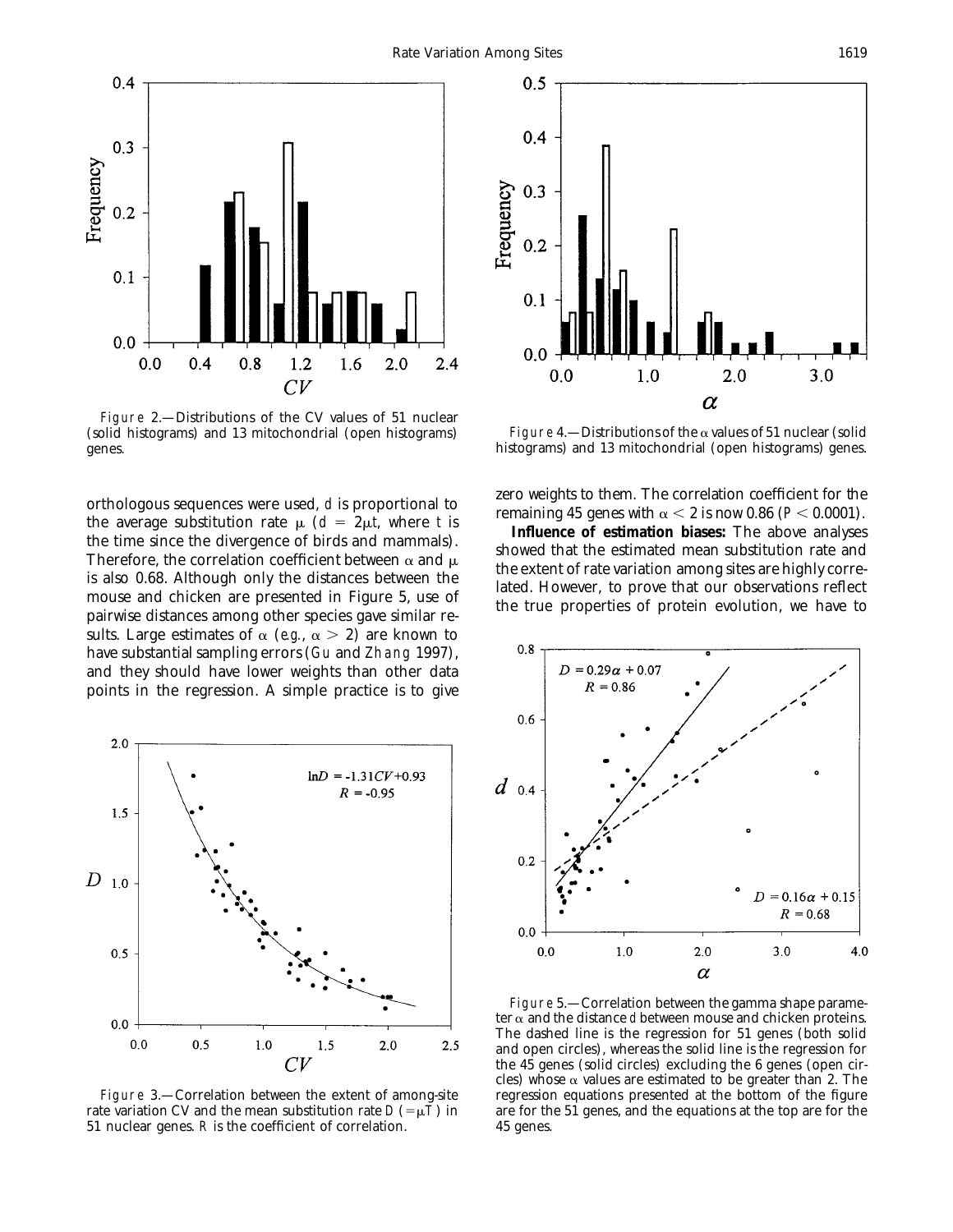Figure 2.—Distributions of the CV values of 51 nuclear (solid histograms) and 13 mitochondrial (open histograms) genes.

Figure 4.—Distributions of the $\alpha$ values of 51 nuclear (solid histograms) and 13 mitochondrial (open histograms) genes.

orthologous sequences were used, $d$ is proportional to the average substitution rate $\mu$ ($d = 2\mu t$, where $t$ is the time since the divergence of birds and mammals). Therefore, the correlation coefficient between $\alpha$ and $\mu$ is also 0.68. Although only the distances between the mouse and chicken are presented in Figure 5, use of pairwise distances among other species gave similar results. Large estimates of $\alpha$ (*e.g.*, $\alpha > 2$) are known to have substantial sampling errors (Gu and Zhang 1997), and they should have lower weights than other data points in the regression. A simple practice is to give zero weights to them. The correlation coefficient for the remaining 45 genes with $\alpha < 2$ is now 0.86 ($P < 0.0001$).

**Influence of estimation biases:** The above analyses showed that the estimated mean substitution rate and the extent of rate variation among sites are highly correlated. However, to prove that our observations reflect the true properties of protein evolution, we have to

Figure 3.—Correlation between the extent of among-site rate variation CV and the mean substitution rate $D$ ($= \mu T$) in 51 nuclear genes. $R$ is the coefficient of correlation.

Figure 5.—Correlation between the gamma shape parameter $\alpha$ and the distance $d$ between mouse and chicken proteins. The dashed line is the regression for 51 genes (both solid and open circles), whereas the solid line is the regression for the 45 genes (solid circles) excluding the 6 genes (open circles) whose $\alpha$ values are estimated to be greater than 2. The regression equations presented at the bottom of the figure are for the 51 genes, and the equations at the top are for the 45 genes.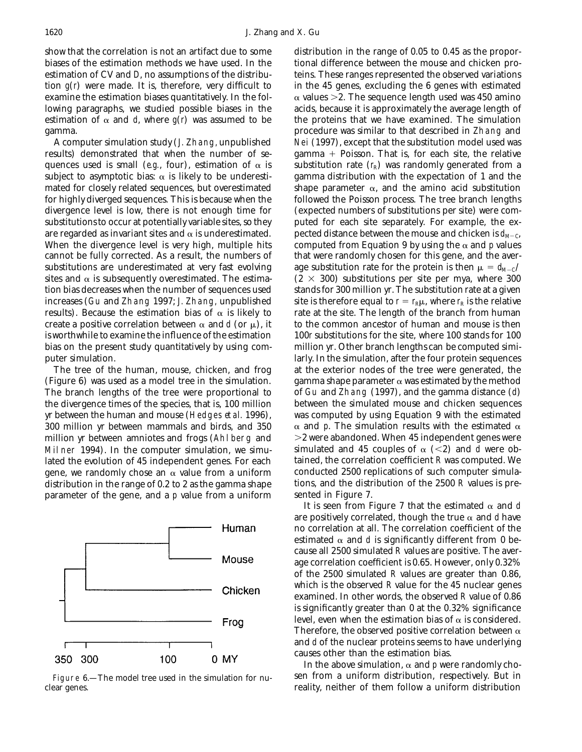show that the correlation is not an artifact due to some biases of the estimation methods we have used. In the estimation of CV and *D*, no assumptions of the distribution *g*(*r*) were made. It is, therefore, very difficult to examine the estimation biases quantitatively. In the following paragraphs, we studied possible biases in the estimation of $\alpha$ and *d*, where *g*(*r*) was assumed to be gamma.

A computer simulation study (J. Zhang, unpublished results) demonstrated that when the number of sequences used is small (*e.g.*, four), estimation of $\alpha$ is subject to asymptotic bias: $\alpha$ is likely to be underestimated for closely related sequences, but overestimated for highly diverged sequences. This is because when the divergence level is low, there is not enough time for substitutions to occur at potentially variable sites, so they are regarded as invariant sites and $\alpha$ is underestimated. When the divergence level is very high, multiple hits cannot be fully corrected. As a result, the numbers of substitutions are underestimated at very fast evolving sites and $\alpha$ is subsequently overestimated. The estimation bias decreases when the number of sequences used increases (Gu and Zhang 1997; J. Zhang, unpublished results). Because the estimation bias of $\alpha$ is likely to create a positive correlation between $\alpha$ and *d* (or $\mu$), it is worthwhile to examine the influence of the estimation bias on the present study quantitatively by using computer simulation.

The tree of the human, mouse, chicken, and frog (Figure 6) was used as a model tree in the simulation. The branch lengths of the tree were proportional to the divergence times of the species, that is, 100 million yr between the human and mouse (Hedges *et al.* 1996), 300 million yr between mammals and birds, and 350 million yr between amniotes and frogs (Ahlberg and Milner 1994). In the computer simulation, we simulated the evolution of 45 independent genes. For each gene, we randomly chose an $\alpha$ value from a uniform distribution in the range of 0.2 to 2 as the gamma shape parameter of the gene, and a *p* value from a uniform distribution in the range of 0.05 to 0.45 as the proportional difference between the mouse and chicken proteins. These ranges represented the observed variations in the 45 genes, excluding the 6 genes with estimated $\alpha$ values >2. The sequence length used was 450 amino acids, because it is approximately the average length of the proteins that we have examined. The simulation procedure was similar to that described in Zhang and Nei (1997), except that the substitution model used was gamma + Poisson. That is, for each site, the relative substitution rate ($r_R$) was randomly generated from a gamma distribution with the expectation of 1 and the shape parameter $\alpha$, and the amino acid substitution followed the Poisson process. The tree branch lengths (expected numbers of substitutions per site) were computed for each site separately. For example, the expected distance between the mouse and chicken is $d_{M-C}$, computed from Equation 9 by using the $\alpha$ and *p* values that were randomly chosen for this gene, and the average substitution rate for the protein is then $\mu = d_{M-C}/(2 \times 300)$ substitutions per site per mya, where 300 stands for 300 million yr. The substitution rate at a given site is therefore equal to $r = r_R\mu$, where $r_R$ is the relative rate at the site. The length of the branch from human to the common ancestor of human and mouse is then 100*r* substitutions for the site, where 100 stands for 100 million yr. Other branch lengths can be computed similarly. In the simulation, after the four protein sequences at the exterior nodes of the tree were generated, the gamma shape parameter $\alpha$ was estimated by the method of Gu and Zhang (1997), and the gamma distance (*d*) between the simulated mouse and chicken sequences was computed by using Equation 9 with the estimated $\alpha$ and *p*. The simulation results with the estimated $\alpha$ >2 were abandoned. When 45 independent genes were simulated and 45 couples of $\alpha$ (<2) and *d* were obtained, the correlation coefficient *R* was computed. We conducted 2500 replications of such computer simulations, and the distribution of the 2500 *R* values is presented in Figure 7.

Figure 6.—The model tree used in the simulation for nuclear genes.

It is seen from Figure 7 that the estimated $\alpha$ and *d* are positively correlated, though the true $\alpha$ and *d* have no correlation at all. The correlation coefficient of the estimated $\alpha$ and *d* is significantly different from 0 because all 2500 simulated *R* values are positive. The average correlation coefficient is 0.65. However, only 0.32% of the 2500 simulated *R* values are greater than 0.86, which is the observed *R* value for the 45 nuclear genes examined. In other words, the observed *R* value of 0.86 is significantly greater than 0 at the 0.32% significance level, even when the estimation bias of $\alpha$ is considered. Therefore, the observed positive correlation between $\alpha$ and *d* of the nuclear proteins seems to have underlying causes other than the estimation bias.

In the above simulation, $\alpha$ and *p* were randomly chosen from a uniform distribution, respectively. But in reality, neither of them follow a uniform distribution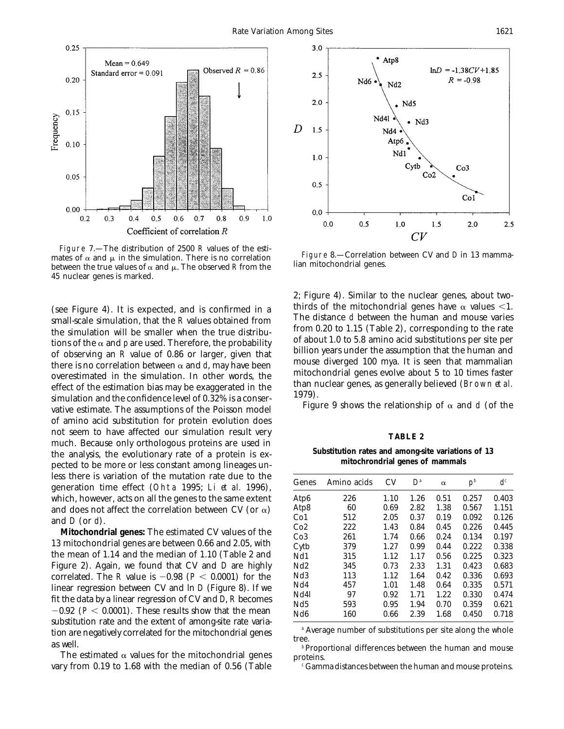Figure 7.—The distribution of 2500 *R* values of the estimates of $\alpha$ and $\mu$ in the simulation. There is no correlation between the true values of $\alpha$ and $\mu$. The observed *R* from the 45 nuclear genes is marked.

Figure 8.—Correlation between CV and *D* in 13 mammalian mitochondrial genes.

(see Figure 4). It is expected, and is confirmed in a small-scale simulation, that the *R* values obtained from the simulation will be smaller when the true distributions of the $\alpha$ and *p* are used. Therefore, the probability of observing an *R* value of 0.86 or larger, given that there is no correlation between $\alpha$ and *d*, may have been overestimated in the simulation. In other words, the effect of the estimation bias may be exaggerated in the simulation and the confidence level of 0.32% is a conservative estimate. The assumptions of the Poisson model of amino acid substitution for protein evolution does not seem to have affected our simulation result very much. Because only orthologous proteins are used in the analysis, the evolutionary rate of a protein is expected to be more or less constant among lineages unless there is variation of the mutation rate due to the generation time effect (Ohta 1995; Li *et al.* 1996), which, however, acts on all the genes to the same extent and does not affect the correlation between CV (or $\alpha$) and *D* (or *d*).

**Mitochondrial genes:** The estimated CV values of the 13 mitochondrial genes are between 0.66 and 2.05, with the mean of 1.14 and the median of 1.10 (Table 2 and Figure 2). Again, we found that CV and *D* are highly correlated. The *R* value is $-0.98$ ($P < 0.0001$) for the linear regression between CV and ln *D* (Figure 8). If we fit the data by a linear regression of CV and *D*, *R* becomes $-0.92$ ($P < 0.0001$). These results show that the mean substitution rate and the extent of among-site rate variation are negatively correlated for the mitochondrial genes as well.

The estimated $\alpha$ values for the mitochondrial genes vary from 0.19 to 1.68 with the median of 0.56 (Table 2; Figure 4). Similar to the nuclear genes, about two-thirds of the mitochondrial genes have $\alpha$ values $<1$. The distance *d* between the human and mouse varies from 0.20 to 1.15 (Table 2), corresponding to the rate of about 1.0 to 5.8 amino acid substitutions per site per billion years under the assumption that the human and mouse diverged 100 mya. It is seen that mammalian mitochondrial genes evolve about 5 to 10 times faster than nuclear genes, as generally believed (Brown *et al.* 1979).

Figure 9 shows the relationship of $\alpha$ and *d* (of the

**TABLE 2**

**Substitution rates and among-site variations of 13 mitochrondrial genes of mammals**

| Genes | Amino acids | CV | $D$[a] | $\alpha$ | $p$[b] | $d$[c] |
|---|---|---|---|---|---|---|
| Atp6 | 226 | 1.10 | 1.26 | 0.51 | 0.257 | 0.403 |
| Atp8 | 60 | 0.69 | 2.82 | 1.38 | 0.567 | 1.151 |
| Co1 | 512 | 2.05 | 0.37 | 0.19 | 0.092 | 0.126 |
| Co2 | 222 | 1.43 | 0.84 | 0.45 | 0.226 | 0.445 |
| Co3 | 261 | 1.74 | 0.66 | 0.24 | 0.134 | 0.197 |
| Cytb | 379 | 1.27 | 0.99 | 0.44 | 0.222 | 0.338 |
| Nd1 | 315 | 1.12 | 1.17 | 0.56 | 0.225 | 0.323 |
| Nd2 | 345 | 0.73 | 2.33 | 1.31 | 0.423 | 0.683 |
| Nd3 | 113 | 1.12 | 1.64 | 0.42 | 0.336 | 0.693 |
| Nd4 | 457 | 1.01 | 1.48 | 0.64 | 0.335 | 0.571 |
| Nd4l | 97 | 0.92 | 1.71 | 1.22 | 0.330 | 0.474 |
| Nd5 | 593 | 0.95 | 1.94 | 0.70 | 0.359 | 0.621 |
| Nd6 | 160 | 0.66 | 2.39 | 1.68 | 0.450 | 0.718 |

[a] Average number of substitutions per site along the whole tree.

[b] Proportional differences between the human and mouse proteins.

[c] Gamma distances between the human and mouse proteins.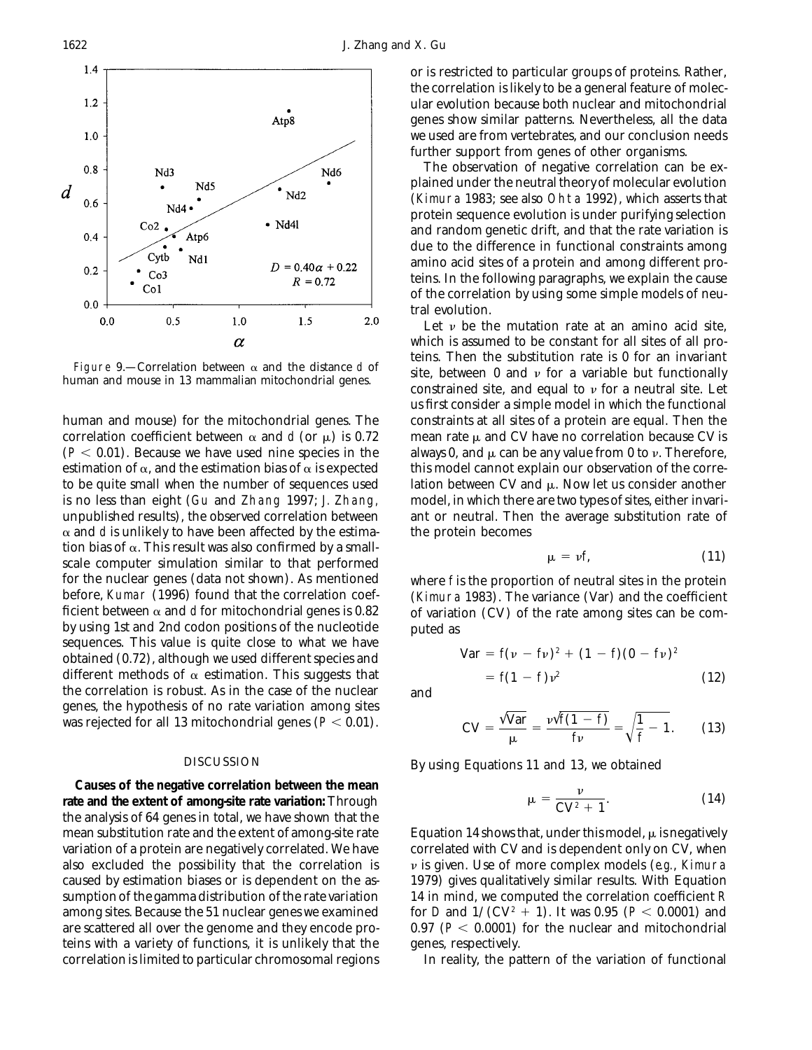*Figure* 9.—Correlation between $\alpha$ and the distance *d* of human and mouse in 13 mammalian mitochondrial genes.

human and mouse) for the mitochondrial genes. The correlation coefficient between $\alpha$ and *d* (or $\mu$) is 0.72 ($P < 0.01$). Because we have used nine species in the estimation of $\alpha$, and the estimation bias of $\alpha$ is expected to be quite small when the number of sequences used is no less than eight (Gu and Zhang 1997; J. Zhang, unpublished results), the observed correlation between $\alpha$ and *d* is unlikely to have been affected by the estimation bias of $\alpha$. This result was also confirmed by a small-scale computer simulation similar to that performed for the nuclear genes (data not shown). As mentioned before, Kumar (1996) found that the correlation coefficient between $\alpha$ and *d* for mitochondrial genes is 0.82 by using 1st and 2nd codon positions of the nucleotide sequences. This value is quite close to what we have obtained (0.72), although we used different species and different methods of $\alpha$ estimation. This suggests that the correlation is robust. As in the case of the nuclear genes, the hypothesis of no rate variation among sites was rejected for all 13 mitochondrial genes ($P < 0.01$).

## DISCUSSION

**Causes of the negative correlation between the mean rate and the extent of among-site rate variation:** Through the analysis of 64 genes in total, we have shown that the mean substitution rate and the extent of among-site rate variation of a protein are negatively correlated. We have also excluded the possibility that the correlation is caused by estimation biases or is dependent on the assumption of the gamma distribution of the rate variation among sites. Because the 51 nuclear genes we examined are scattered all over the genome and they encode proteins with a variety of functions, it is unlikely that the correlation is limited to particular chromosomal regions or is restricted to particular groups of proteins. Rather, the correlation is likely to be a general feature of molecular evolution because both nuclear and mitochondrial genes show similar patterns. Nevertheless, all the data we used are from vertebrates, and our conclusion needs further support from genes of other organisms.

The observation of negative correlation can be explained under the neutral theory of molecular evolution (Kimura 1983; see also Ohta 1992), which asserts that protein sequence evolution is under purifying selection and random genetic drift, and that the rate variation is due to the difference in functional constraints among amino acid sites of a protein and among different proteins. In the following paragraphs, we explain the cause of the correlation by using some simple models of neutral evolution.

Let $\nu$ be the mutation rate at an amino acid site, which is assumed to be constant for all sites of all proteins. Then the substitution rate is 0 for an invariant site, between 0 and $\nu$ for a variable but functionally constrained site, and equal to $\nu$ for a neutral site. Let us first consider a simple model in which the functional constraints at all sites of a protein are equal. Then the mean rate $\mu$ and CV have no correlation because CV is always 0, and $\mu$ can be any value from 0 to $\nu$. Therefore, this model cannot explain our observation of the correlation between CV and $\mu$. Now let us consider another model, in which there are two types of sites, either invariant or neutral. Then the average substitution rate of the protein becomes

$$\mu = \nu f, \tag{11}$$

where *f* is the proportion of neutral sites in the protein (Kimura 1983). The variance (Var) and the coefficient of variation (CV) of the rate among sites can be computed as

$$\mathrm{Var} = f(\nu - f\nu)^2 + (1 - f)(0 - f\nu)^2$$
$$= f(1 - f)\nu^2 \tag{12}$$

and

$$\mathrm{CV} = \frac{\sqrt{\mathrm{Var}}}{\mu} = \frac{\nu\sqrt{f(1 - f)}}{f\nu} = \sqrt{\frac{1}{f} - 1}. \tag{13}$$

By using Equations 11 and 13, we obtained

$$\mu = \frac{\nu}{\mathrm{CV}^2 + 1}. \tag{14}$$

Equation 14 shows that, under this model, $\mu$ is negatively correlated with CV and is dependent only on CV, when $\nu$ is given. Use of more complex models (*e.g.*, Kimura 1979) gives qualitatively similar results. With Equation 14 in mind, we computed the correlation coefficient *R* for *D* and $1/(\mathrm{CV}^2 + 1)$. It was 0.95 ($P < 0.0001$) and 0.97 ($P < 0.0001$) for the nuclear and mitochondrial genes, respectively.

In reality, the pattern of the variation of functional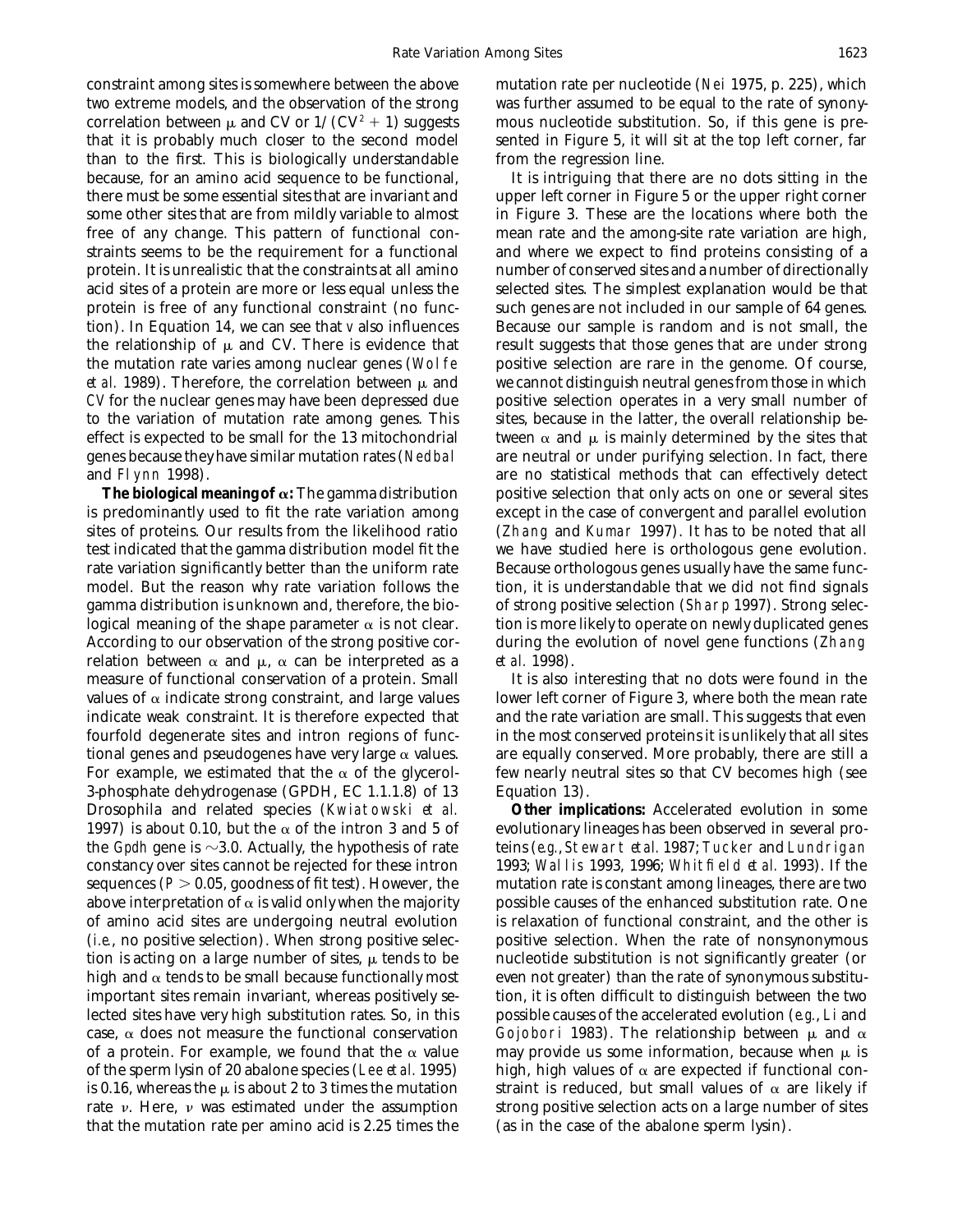constraint among sites is somewhere between the above two extreme models, and the observation of the strong correlation between $\mu$ and CV or $1/(CV^2 + 1)$ suggests that it is probably much closer to the second model than to the first. This is biologically understandable because, for an amino acid sequence to be functional, there must be some essential sites that are invariant and some other sites that are from mildly variable to almost free of any change. This pattern of functional constraints seems to be the requirement for a functional protein. It is unrealistic that the constraints at all amino acid sites of a protein are more or less equal unless the protein is free of any functional constraint (no function). In Equation 14, we can see that $v$ also influences the relationship of $\mu$ and CV. There is evidence that the mutation rate varies among nuclear genes (Wolfe *et al.* 1989). Therefore, the correlation between $\mu$ and CV for the nuclear genes may have been depressed due to the variation of mutation rate among genes. This effect is expected to be small for the 13 mitochondrial genes because they have similar mutation rates (Nedbal and Flynn 1998).

**The biological meaning of $\alpha$:** The gamma distribution is predominantly used to fit the rate variation among sites of proteins. Our results from the likelihood ratio test indicated that the gamma distribution model fit the rate variation significantly better than the uniform rate model. But the reason why rate variation follows the gamma distribution is unknown and, therefore, the biological meaning of the shape parameter $\alpha$ is not clear. According to our observation of the strong positive correlation between $\alpha$ and $\mu$, $\alpha$ can be interpreted as a measure of functional conservation of a protein. Small values of $\alpha$ indicate strong constraint, and large values indicate weak constraint. It is therefore expected that fourfold degenerate sites and intron regions of functional genes and pseudogenes have very large $\alpha$ values. For example, we estimated that the $\alpha$ of the glycerol-3-phosphate dehydrogenase (GPDH, EC 1.1.1.8) of 13 Drosophila and related species (Kwiatowski *et al.* 1997) is about 0.10, but the $\alpha$ of the intron 3 and 5 of the *Gpdh* gene is $\sim$3.0. Actually, the hypothesis of rate constancy over sites cannot be rejected for these intron sequences ($P > 0.05$, goodness of fit test). However, the above interpretation of $\alpha$ is valid only when the majority of amino acid sites are undergoing neutral evolution (*i.e.*, no positive selection). When strong positive selection is acting on a large number of sites, $\mu$ tends to be high and $\alpha$ tends to be small because functionally most important sites remain invariant, whereas positively selected sites have very high substitution rates. So, in this case, $\alpha$ does not measure the functional conservation of a protein. For example, we found that the $\alpha$ value of the sperm lysin of 20 abalone species (Lee *et al.* 1995) is 0.16, whereas the $\mu$ is about 2 to 3 times the mutation rate $\nu$. Here, $\nu$ was estimated under the assumption that the mutation rate per amino acid is 2.25 times the mutation rate per nucleotide (Nei 1975, p. 225), which was further assumed to be equal to the rate of synonymous nucleotide substitution. So, if this gene is presented in Figure 5, it will sit at the top left corner, far from the regression line.

It is intriguing that there are no dots sitting in the upper left corner in Figure 5 or the upper right corner in Figure 3. These are the locations where both the mean rate and the among-site rate variation are high, and where we expect to find proteins consisting of a number of conserved sites and a number of directionally selected sites. The simplest explanation would be that such genes are not included in our sample of 64 genes. Because our sample is random and is not small, the result suggests that those genes that are under strong positive selection are rare in the genome. Of course, we cannot distinguish neutral genes from those in which positive selection operates in a very small number of sites, because in the latter, the overall relationship between $\alpha$ and $\mu$ is mainly determined by the sites that are neutral or under purifying selection. In fact, there are no statistical methods that can effectively detect positive selection that only acts on one or several sites except in the case of convergent and parallel evolution (Zhang and Kumar 1997). It has to be noted that all we have studied here is orthologous gene evolution. Because orthologous genes usually have the same function, it is understandable that we did not find signals of strong positive selection (Sharp 1997). Strong selection is more likely to operate on newly duplicated genes during the evolution of novel gene functions (Zhang *et al.* 1998).

It is also interesting that no dots were found in the lower left corner of Figure 3, where both the mean rate and the rate variation are small. This suggests that even in the most conserved proteins it is unlikely that all sites are equally conserved. More probably, there are still a few nearly neutral sites so that CV becomes high (see Equation 13).

**Other implications:** Accelerated evolution in some evolutionary lineages has been observed in several proteins (*e.g.*, Stewart *et al.* 1987; Tucker and Lundrigan 1993; Wallis 1993, 1996; Whitfield *et al.* 1993). If the mutation rate is constant among lineages, there are two possible causes of the enhanced substitution rate. One is relaxation of functional constraint, and the other is positive selection. When the rate of nonsynonymous nucleotide substitution is not significantly greater (or even not greater) than the rate of synonymous substitution, it is often difficult to distinguish between the two possible causes of the accelerated evolution (*e.g.*, Li and Gojobori 1983). The relationship between $\mu$ and $\alpha$ may provide us some information, because when $\mu$ is high, high values of $\alpha$ are expected if functional constraint is reduced, but small values of $\alpha$ are likely if strong positive selection acts on a large number of sites (as in the case of the abalone sperm lysin).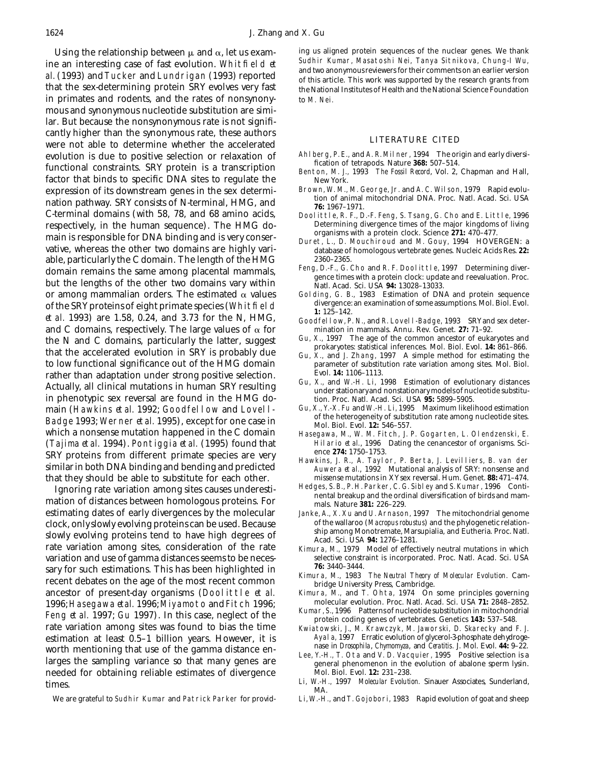Using the relationship between $\mu$ and $\alpha$, let us examine an interesting case of fast evolution. Whitfield *et al.* (1993) and Tucker and Lundrigan (1993) reported that the sex-determining protein SRY evolves very fast in primates and rodents, and the rates of nonsynonymous and synonymous nucleotide substitution are similar. But because the nonsynonymous rate is not significantly higher than the synonymous rate, these authors were not able to determine whether the accelerated evolution is due to positive selection or relaxation of functional constraints. SRY protein is a transcription factor that binds to specific DNA sites to regulate the expression of its downstream genes in the sex determination pathway. SRY consists of N-terminal, HMG, and C-terminal domains (with 58, 78, and 68 amino acids, respectively, in the human sequence). The HMG domain is responsible for DNA binding and is very conservative, whereas the other two domains are highly variable, particularly the C domain. The length of the HMG domain remains the same among placental mammals, but the lengths of the other two domains vary within or among mammalian orders. The estimated $\alpha$ values of the SRY proteins of eight primate species (Whitfield *et al.* 1993) are 1.58, 0.24, and 3.73 for the N, HMG, and C domains, respectively. The large values of $\alpha$ for the N and C domains, particularly the latter, suggest that the accelerated evolution in SRY is probably due to low functional significance out of the HMG domain rather than adaptation under strong positive selection. Actually, all clinical mutations in human SRY resulting in phenotypic sex reversal are found in the HMG domain (Hawkins *et al.* 1992; Goodfellow and Lovell-Badge 1993; Werner *et al.* 1995), except for one case in which a nonsense mutation happened in the C domain (Tajima *et al.* 1994). Pontiggia *et al.* (1995) found that SRY proteins from different primate species are very similar in both DNA binding and bending and predicted that they should be able to substitute for each other.

Ignoring rate variation among sites causes underestimation of distances between homologous proteins. For estimating dates of early divergences by the molecular clock, only slowly evolving proteins can be used. Because slowly evolving proteins tend to have high degrees of rate variation among sites, consideration of the rate variation and use of gamma distances seems to be necessary for such estimations. This has been highlighted in recent debates on the age of the most recent common ancestor of present-day organisms (Doolittle *et al.* 1996; Hasegawa *et al.* 1996; Miyamoto and Fitch 1996; Feng *et al.* 1997; Gu 1997). In this case, neglect of the rate variation among sites was found to bias the time estimation at least 0.5–1 billion years. However, it is worth mentioning that use of the gamma distance enlarges the sampling variance so that many genes are needed for obtaining reliable estimates of divergence times.

We are grateful to Sudhir Kumar and Patrick Parker for providing us aligned protein sequences of the nuclear genes. We thank Sudhir Kumar, Masatoshi Nei, Tanya Sitnikova, Chung-I Wu, and two anonymous reviewers for their comments on an earlier version of this article. This work was supported by the research grants from the National Institutes of Health and the National Science Foundation to M. Nei.

## LITERATURE CITED

Ahlberg, P. E., and A. R. Milner, 1994 The origin and early diversification of tetrapods. Nature **368:** 507–514.

Benton, M. J., 1993 *The Fossil Record*, Vol. 2, Chapman and Hall, New York.

Brown, W. M., M. George, Jr. and A. C. Wilson, 1979 Rapid evolution of animal mitochondrial DNA. Proc. Natl. Acad. Sci. USA **76:** 1967–1971.

Doolittle, R. F., D.-F. Feng, S. Tsang, G. Cho and E. Little, 1996 Determining divergence times of the major kingdoms of living organisms with a protein clock. Science **271:** 470–477.

Duret, L., D. Mouchiroud and M. Gouy, 1994 HOVERGEN: a database of homologous vertebrate genes. Nucleic Acids Res. **22:** 2360–2365.

Feng, D.-F., G. Cho and R. F. Doolittle, 1997 Determining divergence times with a protein clock: update and reevaluation. Proc. Natl. Acad. Sci. USA **94:** 13028–13033.

Golding, G. B., 1983 Estimation of DNA and protein sequence divergence: an examination of some assumptions. Mol. Biol. Evol. **1:** 125–142.

Goodfellow, P. N., and R. Lovell-Badge, 1993 SRY and sex determination in mammals. Annu. Rev. Genet. **27:** 71–92.

Gu, X., 1997 The age of the common ancestor of eukaryotes and prokaryotes: statistical inferences. Mol. Biol. Evol. **14:** 861–866.

Gu, X., and J. Zhang, 1997 A simple method for estimating the parameter of substitution rate variation among sites. Mol. Biol. Evol. **14:** 1106–1113.

Gu, X., and W.-H. Li, 1998 Estimation of evolutionary distances under stationary and nonstationary models of nucleotide substitution. Proc. Natl. Acad. Sci. USA **95:** 5899–5905.

Gu, X., Y.-X. Fu and W.-H. Li, 1995 Maximum likelihood estimation of the heterogeneity of substitution rate among nucleotide sites. Mol. Biol. Evol. **12:** 546–557.

Hasegawa, M., W. M. Fitch, J. P. Gogarten, L. Olendzenski, E. Hilario *et al.*, 1996 Dating the cenancestor of organisms. Science **274:** 1750–1753.

Hawkins, J. R., A. Taylor, P. Berta, J. Levilliers, B. van der Auwera *et al.*, 1992 Mutational analysis of SRY: nonsense and missense mutations in XY sex reversal. Hum. Genet. **88:** 471–474.

Hedges, S. B., P. H. Parker, C. G. Sibley and S. Kumar, 1996 Continental breakup and the ordinal diversification of birds and mammals. Nature **381:** 226–229.

Janke, A., X. Xu and U. Arnason, 1997 The mitochondrial genome of the wallaroo (*Macropus robustus*) and the phylogenetic relationship among Monotremata, Marsupialia, and Eutheria. Proc. Natl. Acad. Sci. USA **94:** 1276–1281.

Kimura, M., 1979 Model of effectively neutral mutations in which selective constraint is incorporated. Proc. Natl. Acad. Sci. USA **76:** 3440–3444.

Kimura, M., 1983 *The Neutral Theory of Molecular Evolution*. Cambridge University Press, Cambridge.

Kimura, M., and T. Ohta, 1974 On some principles governing molecular evolution. Proc. Natl. Acad. Sci. USA **71:** 2848–2852.

Kumar, S., 1996 Patterns of nucleotide substitution in mitochondrial protein coding genes of vertebrates. Genetics **143:** 537–548.

Kwiatowski, J., M. Krawczyk, M. Jaworski, D. Skarecky and F. J. Ayala, 1997 Erratic evolution of glycerol-3-phosphate dehydrogenase in *Drosophila*, *Chymomyza*, and *Ceratitis*. J. Mol. Evol. **44:** 9–22.

Lee, Y.-H., T. Ota and V. D. Vacquier, 1995 Positive selection is a general phenomenon in the evolution of abalone sperm lysin. Mol. Biol. Evol. **12:** 231–238.

Li, W.-H., 1997 *Molecular Evolution*. Sinauer Associates, Sunderland, MA.

Li, W.-H., and T. Gojobori, 1983 Rapid evolution of goat and sheep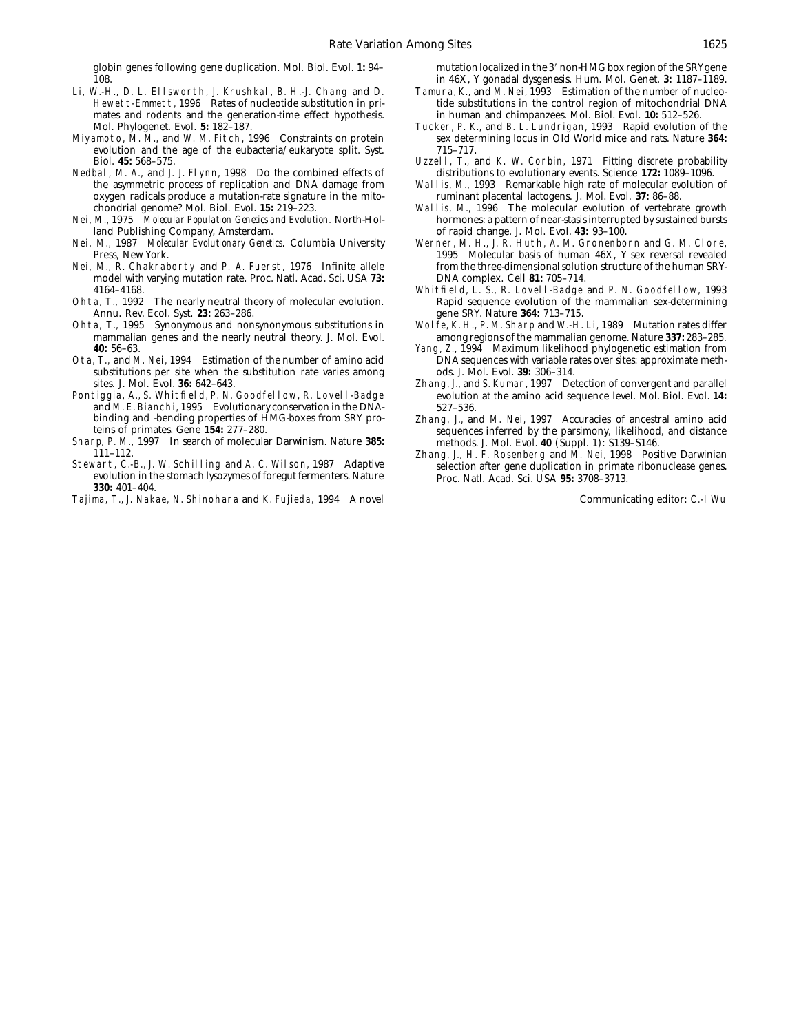globin genes following gene duplication. Mol. Biol. Evol. **1:** 94–108.

Li, W.-H., D. L. Ellsworth, J. Krushkal, B. H.-J. Chang and D. Hewett-Emmett, 1996 Rates of nucleotide substitution in primates and rodents and the generation-time effect hypothesis. Mol. Phylogenet. Evol. **5:** 182–187.

Miyamoto, M. M., and W. M. Fitch, 1996 Constraints on protein evolution and the age of the eubacteria/eukaryote split. Syst. Biol. **45:** 568–575.

Nedbal, M. A., and J. J. Flynn, 1998 Do the combined effects of the asymmetric process of replication and DNA damage from oxygen radicals produce a mutation-rate signature in the mitochondrial genome? Mol. Biol. Evol. **15:** 219–223.

Nei, M., 1975 *Molecular Population Genetics and Evolution*. North-Holland Publishing Company, Amsterdam.

Nei, M., 1987 *Molecular Evolutionary Genetics*. Columbia University Press, New York.

Nei, M., R. Chakraborty and P. A. Fuerst, 1976 Infinite allele model with varying mutation rate. Proc. Natl. Acad. Sci. USA **73:** 4164–4168.

Ohta, T., 1992 The nearly neutral theory of molecular evolution. Annu. Rev. Ecol. Syst. **23:** 263–286.

Ohta, T., 1995 Synonymous and nonsynonymous substitutions in mammalian genes and the nearly neutral theory. J. Mol. Evol. **40:** 56–63.

Ota, T., and M. Nei, 1994 Estimation of the number of amino acid substitutions per site when the substitution rate varies among sites. J. Mol. Evol. **36:** 642–643.

Pontiggia, A., S. Whitfield, P. N. Goodfellow, R. Lovell-Badge and M. E. Bianchi, 1995 Evolutionary conservation in the DNA-binding and -bending properties of HMG-boxes from SRY proteins of primates. Gene **154:** 277–280.

Sharp, P. M., 1997 In search of molecular Darwinism. Nature **385:** 111–112.

Stewart, C.-B., J. W. Schilling and A. C. Wilson, 1987 Adaptive evolution in the stomach lysozymes of foregut fermenters. Nature **330:** 401–404.

Tajima, T., J. Nakae, N. Shinohara and K. Fujieda, 1994 A novel mutation localized in the 3′ non-HMG box region of the SRY gene in 46X, Y gonadal dysgenesis. Hum. Mol. Genet. **3:** 1187–1189.

Tamura, K., and M. Nei, 1993 Estimation of the number of nucleotide substitutions in the control region of mitochondrial DNA in human and chimpanzees. Mol. Biol. Evol. **10:** 512–526.

Tucker, P. K., and B. L. Lundrigan, 1993 Rapid evolution of the sex determining locus in Old World mice and rats. Nature **364:** 715–717.

Uzzell, T., and K. W. Corbin, 1971 Fitting discrete probability distributions to evolutionary events. Science **172:** 1089–1096.

Wallis, M., 1993 Remarkable high rate of molecular evolution of ruminant placental lactogens. J. Mol. Evol. **37:** 86–88.

Wallis, M., 1996 The molecular evolution of vertebrate growth hormones: a pattern of near-stasis interrupted by sustained bursts of rapid change. J. Mol. Evol. **43:** 93–100.

Werner, M. H., J. R. Huth, A. M. Gronenborn and G. M. Clore, 1995 Molecular basis of human 46X, Y sex reversal revealed from the three-dimensional solution structure of the human SRY-DNA complex. Cell **81:** 705–714.

Whitfield, L. S., R. Lovell-Badge and P. N. Goodfellow, 1993 Rapid sequence evolution of the mammalian sex-determining gene SRY. Nature **364:** 713–715.

Wolfe, K. H., P. M. Sharp and W.-H. Li, 1989 Mutation rates differ among regions of the mammalian genome. Nature **337:** 283–285.

Yang, Z., 1994 Maximum likelihood phylogenetic estimation from DNA sequences with variable rates over sites: approximate methods. J. Mol. Evol. **39:** 306–314.

Zhang, J., and S. Kumar, 1997 Detection of convergent and parallel evolution at the amino acid sequence level. Mol. Biol. Evol. **14:** 527–536.

Zhang, J., and M. Nei, 1997 Accuracies of ancestral amino acid sequences inferred by the parsimony, likelihood, and distance methods. J. Mol. Evol. **40** (Suppl. 1): S139–S146.

Zhang, J., H. F. Rosenberg and M. Nei, 1998 Positive Darwinian selection after gene duplication in primate ribonuclease genes. Proc. Natl. Acad. Sci. USA **95:** 3708–3713.

Communicating editor: C.-I Wu